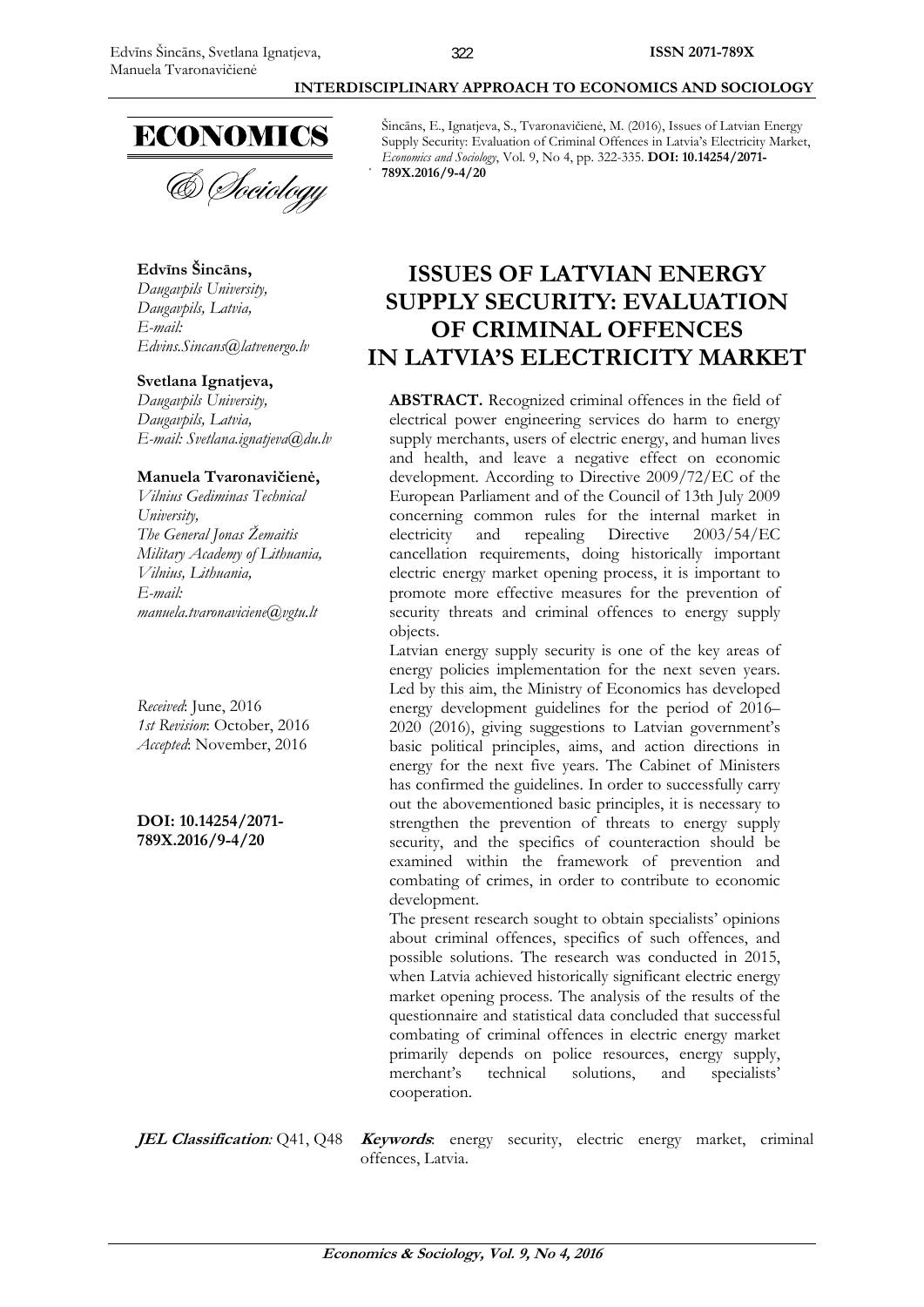Šincāns, E., Ignatjeva, S., Tvaronavičienė, M. (2016), Issues of Latvian Energy Supply Security: Evaluation of Criminal Offences in Latvia's Electricity Market, *Economics and Sociology*, Vol. 9, No 4, pp. 322-335. **DOI: 10.14254/2071-789X.2016/9-4/20**

**Edvīns Šincāns,**
*Daugavpils University,*
*Daugavpils, Latvia,*
*E-mail: Edvins.Sincans@latvenergo.lv*

**Svetlana Ignatjeva,**
*Daugavpils University,*
*Daugavpils, Latvia,*
*E-mail: Svetlana.ignatjeva@du.lv*

**Manuela Tvaronavičienė,**
*Vilnius Gediminas Technical University,*
*The General Jonas Žemaitis Military Academy of Lithuania,*
*Vilnius, Lithuania,*
*E-mail: manuela.tvaronaviciene@vgtu.lt*

*Received*: June, 2016
*1st Revision*: October, 2016
*Accepted*: November, 2016

**DOI: 10.14254/2071-789X.2016/9-4/20**

# ISSUES OF LATVIAN ENERGY SUPPLY SECURITY: EVALUATION OF CRIMINAL OFFENCES IN LATVIA'S ELECTRICITY MARKET

**ABSTRACT.** Recognized criminal offences in the field of electrical power engineering services do harm to energy supply merchants, users of electric energy, and human lives and health, and leave a negative effect on economic development. According to Directive 2009/72/EC of the European Parliament and of the Council of 13th July 2009 concerning common rules for the internal market in electricity and repealing Directive 2003/54/EC cancellation requirements, doing historically important electric energy market opening process, it is important to promote more effective measures for the prevention of security threats and criminal offences to energy supply objects.

Latvian energy supply security is one of the key areas of energy policies implementation for the next seven years. Led by this aim, the Ministry of Economics has developed energy development guidelines for the period of 2016–2020 (2016), giving suggestions to Latvian government's basic political principles, aims, and action directions in energy for the next five years. The Cabinet of Ministers has confirmed the guidelines. In order to successfully carry out the abovementioned basic principles, it is necessary to strengthen the prevention of threats to energy supply security, and the specifics of counteraction should be examined within the framework of prevention and combating of crimes, in order to contribute to economic development.

The present research sought to obtain specialists' opinions about criminal offences, specifics of such offences, and possible solutions. The research was conducted in 2015, when Latvia achieved historically significant electric energy market opening process. The analysis of the results of the questionnaire and statistical data concluded that successful combating of criminal offences in electric energy market primarily depends on police resources, energy supply, merchant's technical solutions, and specialists' cooperation.

***JEL Classification*:** Q41, Q48 ***Keywords*:** energy security, electric energy market, criminal offences, Latvia.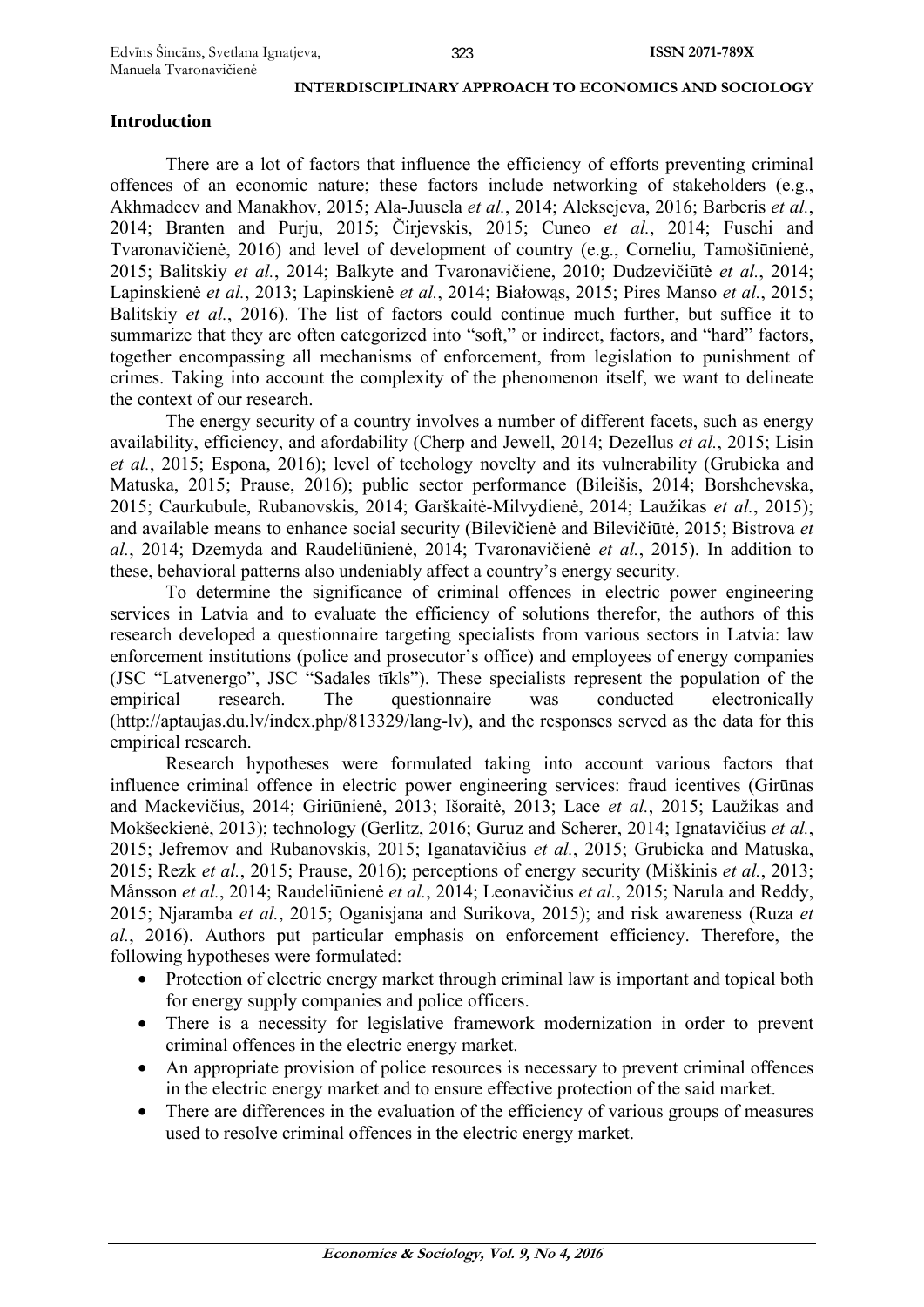## Introduction

There are a lot of factors that influence the efficiency of efforts preventing criminal offences of an economic nature; these factors include networking of stakeholders (e.g., Akhmadeev and Manakhov, 2015; Ala-Juusela *et al.*, 2014; Aleksejeva, 2016; Barberis *et al.*, 2014; Branten and Purju, 2015; Čirjevskis, 2015; Cuneo *et al.*, 2014; Fuschi and Tvaronavičienė, 2016) and level of development of country (e.g., Corneliu, Tamošiūnienė, 2015; Balitskiy *et al.*, 2014; Balkyte and Tvaronavičiene, 2010; Dudzevičiūtė *et al.*, 2014; Lapinskienė *et al.*, 2013; Lapinskienė *et al.*, 2014; Białowąs, 2015; Pires Manso *et al.*, 2015; Balitskiy *et al.*, 2016). The list of factors could continue much further, but suffice it to summarize that they are often categorized into "soft," or indirect, factors, and "hard" factors, together encompassing all mechanisms of enforcement, from legislation to punishment of crimes. Taking into account the complexity of the phenomenon itself, we want to delineate the context of our research.

The energy security of a country involves a number of different facets, such as energy availability, efficiency, and afordability (Cherp and Jewell, 2014; Dezellus *et al.*, 2015; Lisin *et al.*, 2015; Espona, 2016); level of techology novelty and its vulnerability (Grubicka and Matuska, 2015; Prause, 2016); public sector performance (Bileišis, 2014; Borshchevska, 2015; Caurkubule, Rubanovskis, 2014; Garškaitė-Milvydienė, 2014; Laužikas *et al.*, 2015); and available means to enhance social security (Bilevičienė and Bilevičiūtė, 2015; Bistrova *et al.*, 2014; Dzemyda and Raudeliūnienė, 2014; Tvaronavičienė *et al.*, 2015). In addition to these, behavioral patterns also undeniably affect a country's energy security.

To determine the significance of criminal offences in electric power engineering services in Latvia and to evaluate the efficiency of solutions therefor, the authors of this research developed a questionnaire targeting specialists from various sectors in Latvia: law enforcement institutions (police and prosecutor's office) and employees of energy companies (JSC "Latvenergo", JSC "Sadales tīkls"). These specialists represent the population of the empirical research. The questionnaire was conducted electronically (http://aptaujas.du.lv/index.php/813329/lang-lv), and the responses served as the data for this empirical research.

Research hypotheses were formulated taking into account various factors that influence criminal offence in electric power engineering services: fraud icentives (Girūnas and Mackevičius, 2014; Giriūnienė, 2013; Išoraitė, 2013; Lace *et al.*, 2015; Laužikas and Mokšeckienė, 2013); technology (Gerlitz, 2016; Guruz and Scherer, 2014; Ignatavičius *et al.*, 2015; Jefremov and Rubanovskis, 2015; Iganatavičius *et al.*, 2015; Grubicka and Matuska, 2015; Rezk *et al.*, 2015; Prause, 2016); perceptions of energy security (Miškinis *et al.*, 2013; Månsson *et al.*, 2014; Raudeliūnienė *et al.*, 2014; Leonavičius *et al.*, 2015; Narula and Reddy, 2015; Njaramba *et al.*, 2015; Oganisjana and Surikova, 2015); and risk awareness (Ruza *et al.*, 2016). Authors put particular emphasis on enforcement efficiency. Therefore, the following hypotheses were formulated:

- Protection of electric energy market through criminal law is important and topical both for energy supply companies and police officers.
- There is a necessity for legislative framework modernization in order to prevent criminal offences in the electric energy market.
- An appropriate provision of police resources is necessary to prevent criminal offences in the electric energy market and to ensure effective protection of the said market.
- There are differences in the evaluation of the efficiency of various groups of measures used to resolve criminal offences in the electric energy market.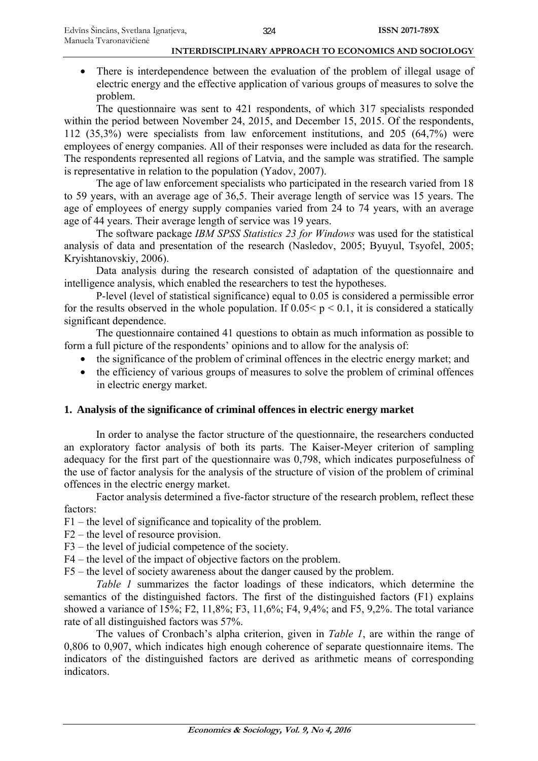- There is interdependence between the evaluation of the problem of illegal usage of electric energy and the effective application of various groups of measures to solve the problem.

The questionnaire was sent to 421 respondents, of which 317 specialists responded within the period between November 24, 2015, and December 15, 2015. Of the respondents, 112 (35,3%) were specialists from law enforcement institutions, and 205 (64,7%) were employees of energy companies. All of their responses were included as data for the research. The respondents represented all regions of Latvia, and the sample was stratified. The sample is representative in relation to the population (Yadov, 2007).

The age of law enforcement specialists who participated in the research varied from 18 to 59 years, with an average age of 36,5. Their average length of service was 15 years. The age of employees of energy supply companies varied from 24 to 74 years, with an average age of 44 years. Their average length of service was 19 years.

The software package *IBM SPSS Statistics 23 for Windows* was used for the statistical analysis of data and presentation of the research (Nasledov, 2005; Byuyul, Tsyofel, 2005; Kryishtanovskiy, 2006).

Data analysis during the research consisted of adaptation of the questionnaire and intelligence analysis, which enabled the researchers to test the hypotheses.

P-level (level of statistical significance) equal to 0.05 is considered a permissible error for the results observed in the whole population. If $0.05 < p < 0.1$, it is considered a statically significant dependence.

The questionnaire contained 41 questions to obtain as much information as possible to form a full picture of the respondents' opinions and to allow for the analysis of:

- the significance of the problem of criminal offences in the electric energy market; and
- the efficiency of various groups of measures to solve the problem of criminal offences in electric energy market.

## 1. Analysis of the significance of criminal offences in electric energy market

In order to analyse the factor structure of the questionnaire, the researchers conducted an exploratory factor analysis of both its parts. The Kaiser-Meyer criterion of sampling adequacy for the first part of the questionnaire was 0,798, which indicates purposefulness of the use of factor analysis for the analysis of the structure of vision of the problem of criminal offences in the electric energy market.

Factor analysis determined a five-factor structure of the research problem, reflect these factors:

F1 – the level of significance and topicality of the problem.
F2 – the level of resource provision.
F3 – the level of judicial competence of the society.
F4 – the level of the impact of objective factors on the problem.
F5 – the level of society awareness about the danger caused by the problem.

*Table 1* summarizes the factor loadings of these indicators, which determine the semantics of the distinguished factors. The first of the distinguished factors (F1) explains showed a variance of 15%; F2, 11,8%; F3, 11,6%; F4, 9,4%; and F5, 9,2%. The total variance rate of all distinguished factors was 57%.

The values of Cronbach's alpha criterion, given in *Table 1*, are within the range of 0,806 to 0,907, which indicates high enough coherence of separate questionnaire items. The indicators of the distinguished factors are derived as arithmetic means of corresponding indicators.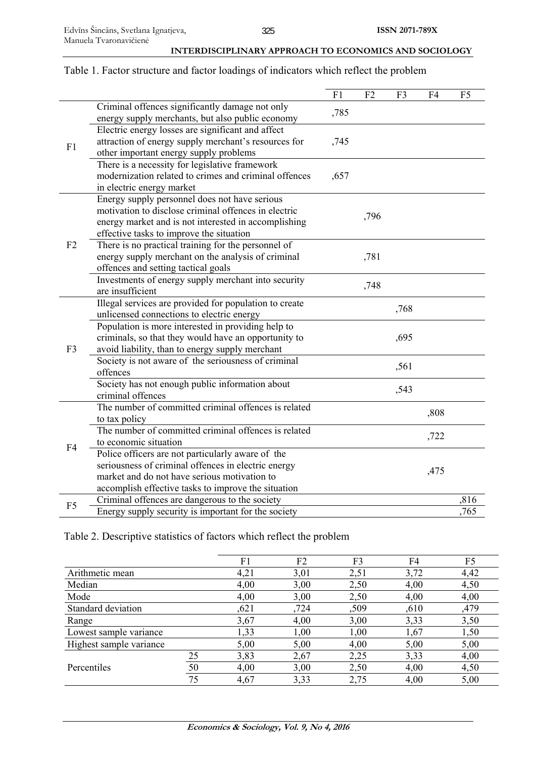Table 1. Factor structure and factor loadings of indicators which reflect the problem

| | | F1 | F2 | F3 | F4 | F5 |
|---|---|---|---|---|---|---|
| F1 | Criminal offences significantly damage not only energy supply merchants, but also public economy | ,785 | | | | |
| | Electric energy losses are significant and affect attraction of energy supply merchant's resources for other important energy supply problems | ,745 | | | | |
| | There is a necessity for legislative framework modernization related to crimes and criminal offences in electric energy market | ,657 | | | | |
| F2 | Energy supply personnel does not have serious motivation to disclose criminal offences in electric energy market and is not interested in accomplishing effective tasks to improve the situation | | ,796 | | | |
| | There is no practical training for the personnel of energy supply merchant on the analysis of criminal offences and setting tactical goals | | ,781 | | | |
| | Investments of energy supply merchant into security are insufficient | | ,748 | | | |
| F3 | Illegal services are provided for population to create unlicensed connections to electric energy | | | ,768 | | |
| | Population is more interested in providing help to criminals, so that they would have an opportunity to avoid liability, than to energy supply merchant | | | ,695 | | |
| | Society is not aware of the seriousness of criminal offences | | | ,561 | | |
| | Society has not enough public information about criminal offences | | | ,543 | | |
| F4 | The number of committed criminal offences is related to tax policy | | | | ,808 | |
| | The number of committed criminal offences is related to economic situation | | | | ,722 | |
| | Police officers are not particularly aware of the seriousness of criminal offences in electric energy market and do not have serious motivation to accomplish effective tasks to improve the situation | | | | ,475 | |
| F5 | Criminal offences are dangerous to the society | | | | | ,816 |
| | Energy supply security is important for the society | | | | | ,765 |

Table 2. Descriptive statistics of factors which reflect the problem

| | | F1 | F2 | F3 | F4 | F5 |
|---|---|---|---|---|---|---|
| Arithmetic mean | | 4,21 | 3,01 | 2,51 | 3,72 | 4,42 |
| Median | | 4,00 | 3,00 | 2,50 | 4,00 | 4,50 |
| Mode | | 4,00 | 3,00 | 2,50 | 4,00 | 4,00 |
| Standard deviation | | ,621 | ,724 | ,509 | ,610 | ,479 |
| Range | | 3,67 | 4,00 | 3,00 | 3,33 | 3,50 |
| Lowest sample variance | | 1,33 | 1,00 | 1,00 | 1,67 | 1,50 |
| Highest sample variance | | 5,00 | 5,00 | 4,00 | 5,00 | 5,00 |
| Percentiles | 25 | 3,83 | 2,67 | 2,25 | 3,33 | 4,00 |
| | 50 | 4,00 | 3,00 | 2,50 | 4,00 | 4,50 |
| | 75 | 4,67 | 3,33 | 2,75 | 4,00 | 5,00 |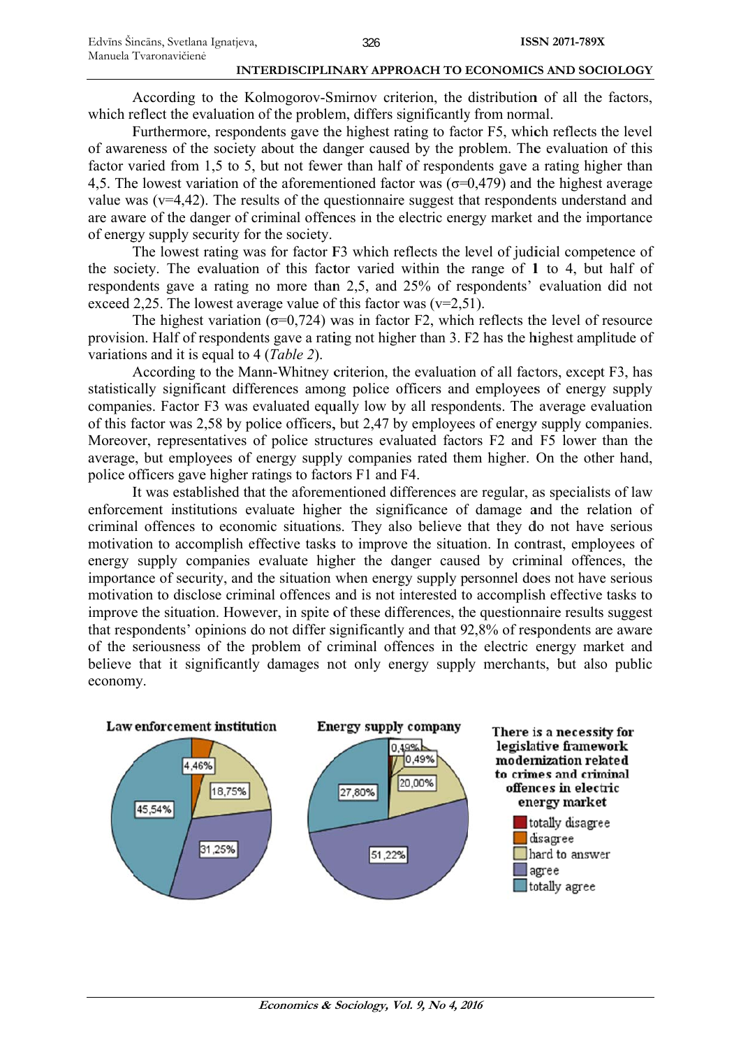According to the Kolmogorov-Smirnov criterion, the distribution of all the factors, which reflect the evaluation of the problem, differs significantly from normal.

Furthermore, respondents gave the highest rating to factor F5, which reflects the level of awareness of the society about the danger caused by the problem. The evaluation of this factor varied from 1,5 to 5, but not fewer than half of respondents gave a rating higher than 4,5. The lowest variation of the aforementioned factor was ($\sigma$=0,479) and the highest average value was (v=4,42). The results of the questionnaire suggest that respondents understand and are aware of the danger of criminal offences in the electric energy market and the importance of energy supply security for the society.

The lowest rating was for factor F3 which reflects the level of judicial competence of the society. The evaluation of this factor varied within the range of 1 to 4, but half of respondents gave a rating no more than 2,5, and 25% of respondents' evaluation did not exceed 2,25. The lowest average value of this factor was (v=2,51).

The highest variation ($\sigma$=0,724) was in factor F2, which reflects the level of resource provision. Half of respondents gave a rating not higher than 3. F2 has the highest amplitude of variations and it is equal to 4 (*Table 2*).

According to the Mann-Whitney criterion, the evaluation of all factors, except F3, has statistically significant differences among police officers and employees of energy supply companies. Factor F3 was evaluated equally low by all respondents. The average evaluation of this factor was 2,58 by police officers, but 2,47 by employees of energy supply companies. Moreover, representatives of police structures evaluated factors F2 and F5 lower than the average, but employees of energy supply companies rated them higher. On the other hand, police officers gave higher ratings to factors F1 and F4.

It was established that the aforementioned differences are regular, as specialists of law enforcement institutions evaluate higher the significance of damage and the relation of criminal offences to economic situations. They also believe that they do not have serious motivation to accomplish effective tasks to improve the situation. In contrast, employees of energy supply companies evaluate higher the danger caused by criminal offences, the importance of security, and the situation when energy supply personnel does not have serious motivation to disclose criminal offences and is not interested to accomplish effective tasks to improve the situation. However, in spite of these differences, the questionnaire results suggest that respondents' opinions do not differ significantly and that 92,8% of respondents are aware of the seriousness of the problem of criminal offences in the electric energy market and believe that it significantly damages not only energy supply merchants, but also public economy.

**There is a necessity for legislative framework modernization related to crimes and criminal offences in electric energy market**

| Response | Law enforcement institution | Energy supply company |
|---|---|---|
| totally disagree | – | 0,49% |
| disagree | 4,46% | 0,49% |
| hard to answer | 18,75% | 20,00% |
| agree | 31,25% | 51,22% |
| totally agree | 45,54% | 27,80% |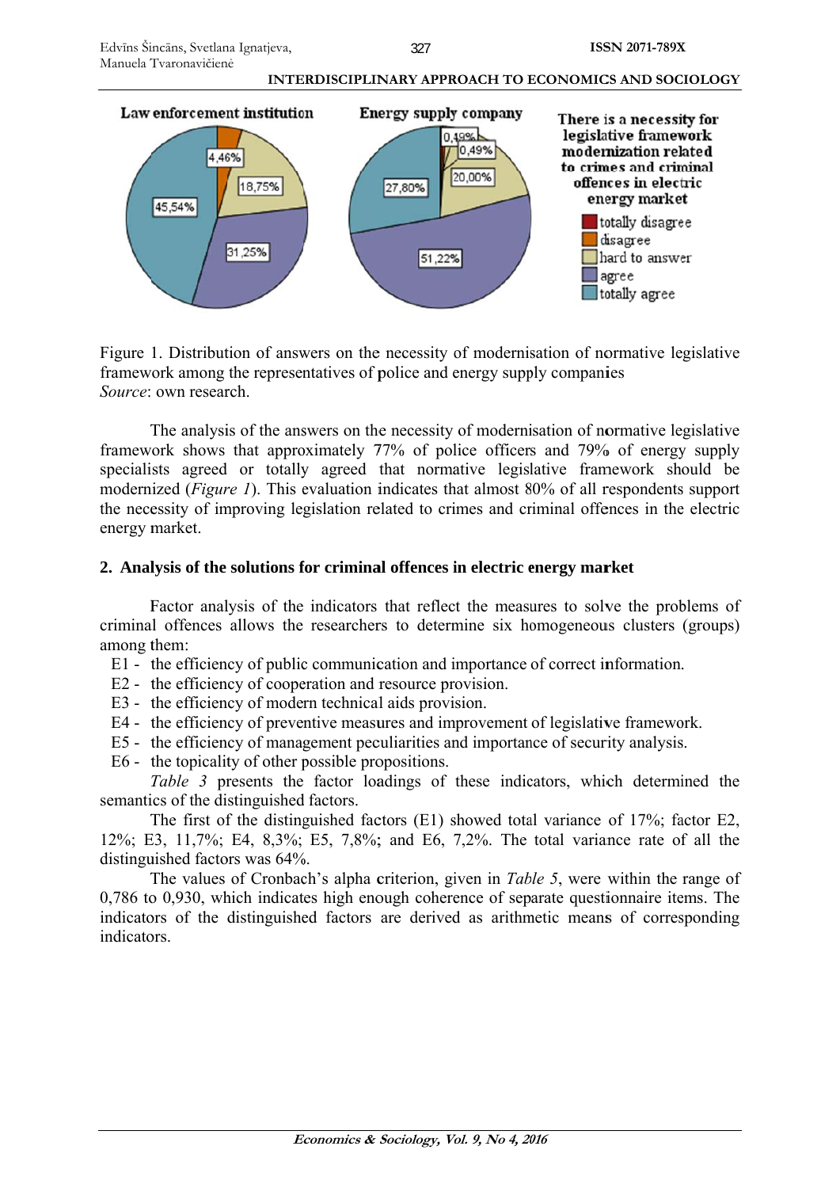Figure 1. Distribution of answers on the necessity of modernisation of normative legislative framework among the representatives of police and energy supply companies
*Source*: own research.

The analysis of the answers on the necessity of modernisation of normative legislative framework shows that approximately 77% of police officers and 79% of energy supply specialists agreed or totally agreed that normative legislative framework should be modernized (*Figure 1*). This evaluation indicates that almost 80% of all respondents support the necessity of improving legislation related to crimes and criminal offences in the electric energy market.

## 2. Analysis of the solutions for criminal offences in electric energy market

Factor analysis of the indicators that reflect the measures to solve the problems of criminal offences allows the researchers to determine six homogeneous clusters (groups) among them:

- E1 - the efficiency of public communication and importance of correct information.
- E2 - the efficiency of cooperation and resource provision.
- E3 - the efficiency of modern technical aids provision.
- E4 - the efficiency of preventive measures and improvement of legislative framework.
- E5 - the efficiency of management peculiarities and importance of security analysis.
- E6 - the topicality of other possible propositions.

*Table 3* presents the factor loadings of these indicators, which determined the semantics of the distinguished factors.

The first of the distinguished factors (E1) showed total variance of 17%; factor E2, 12%; E3, 11,7%; E4, 8,3%; E5, 7,8%; and E6, 7,2%. The total variance rate of all the distinguished factors was 64%.

The values of Cronbach's alpha criterion, given in *Table 5*, were within the range of 0,786 to 0,930, which indicates high enough coherence of separate questionnaire items. The indicators of the distinguished factors are derived as arithmetic means of corresponding indicators.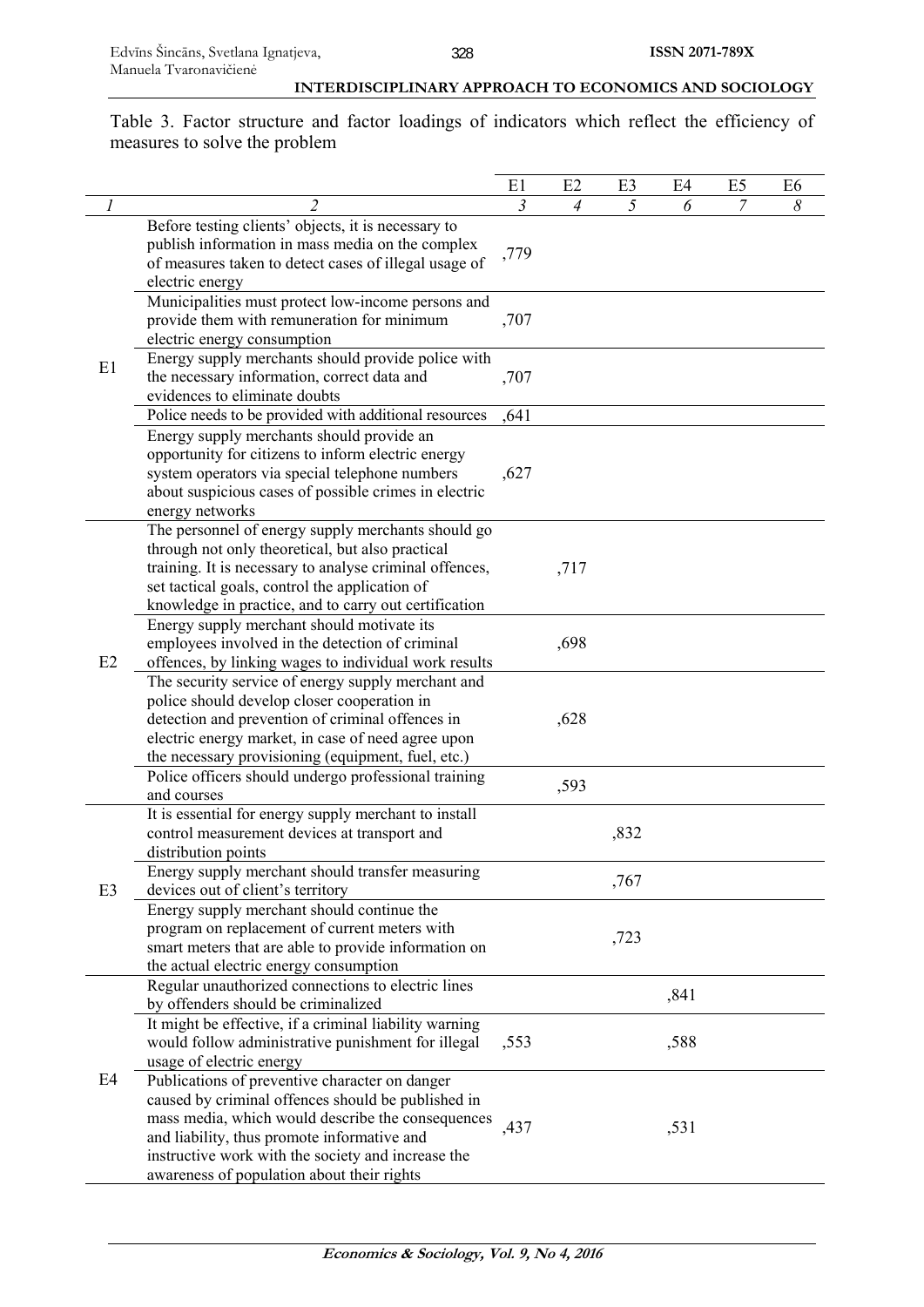Table 3. Factor structure and factor loadings of indicators which reflect the efficiency of measures to solve the problem

| | | E1 | E2 | E3 | E4 | E5 | E6 |
|---|---|---|---|---|---|---|---|
| *1* | *2* | *3* | *4* | *5* | *6* | *7* | *8* |
| E1 | Before testing clients' objects, it is necessary to publish information in mass media on the complex of measures taken to detect cases of illegal usage of electric energy | ,779 | | | | | |
| | Municipalities must protect low-income persons and provide them with remuneration for minimum electric energy consumption | ,707 | | | | | |
| | Energy supply merchants should provide police with the necessary information, correct data and evidences to eliminate doubts | ,707 | | | | | |
| | Police needs to be provided with additional resources | ,641 | | | | | |
| | Energy supply merchants should provide an opportunity for citizens to inform electric energy system operators via special telephone numbers about suspicious cases of possible crimes in electric energy networks | ,627 | | | | | |
| E2 | The personnel of energy supply merchants should go through not only theoretical, but also practical training. It is necessary to analyse criminal offences, set tactical goals, control the application of knowledge in practice, and to carry out certification | | ,717 | | | | |
| | Energy supply merchant should motivate its employees involved in the detection of criminal offences, by linking wages to individual work results | | ,698 | | | | |
| | The security service of energy supply merchant and police should develop closer cooperation in detection and prevention of criminal offences in electric energy market, in case of need agree upon the necessary provisioning (equipment, fuel, etc.) | | ,628 | | | | |
| | Police officers should undergo professional training and courses | | ,593 | | | | |
| E3 | It is essential for energy supply merchant to install control measurement devices at transport and distribution points | | | ,832 | | | |
| | Energy supply merchant should transfer measuring devices out of client's territory | | | ,767 | | | |
| | Energy supply merchant should continue the program on replacement of current meters with smart meters that are able to provide information on the actual electric energy consumption | | | ,723 | | | |
| E4 | Regular unauthorized connections to electric lines by offenders should be criminalized | | | | ,841 | | |
| | It might be effective, if a criminal liability warning would follow administrative punishment for illegal usage of electric energy | ,553 | | | ,588 | | |
| | Publications of preventive character on danger caused by criminal offences should be published in mass media, which would describe the consequences and liability, thus promote informative and instructive work with the society and increase the awareness of population about their rights | ,437 | | | ,531 | | |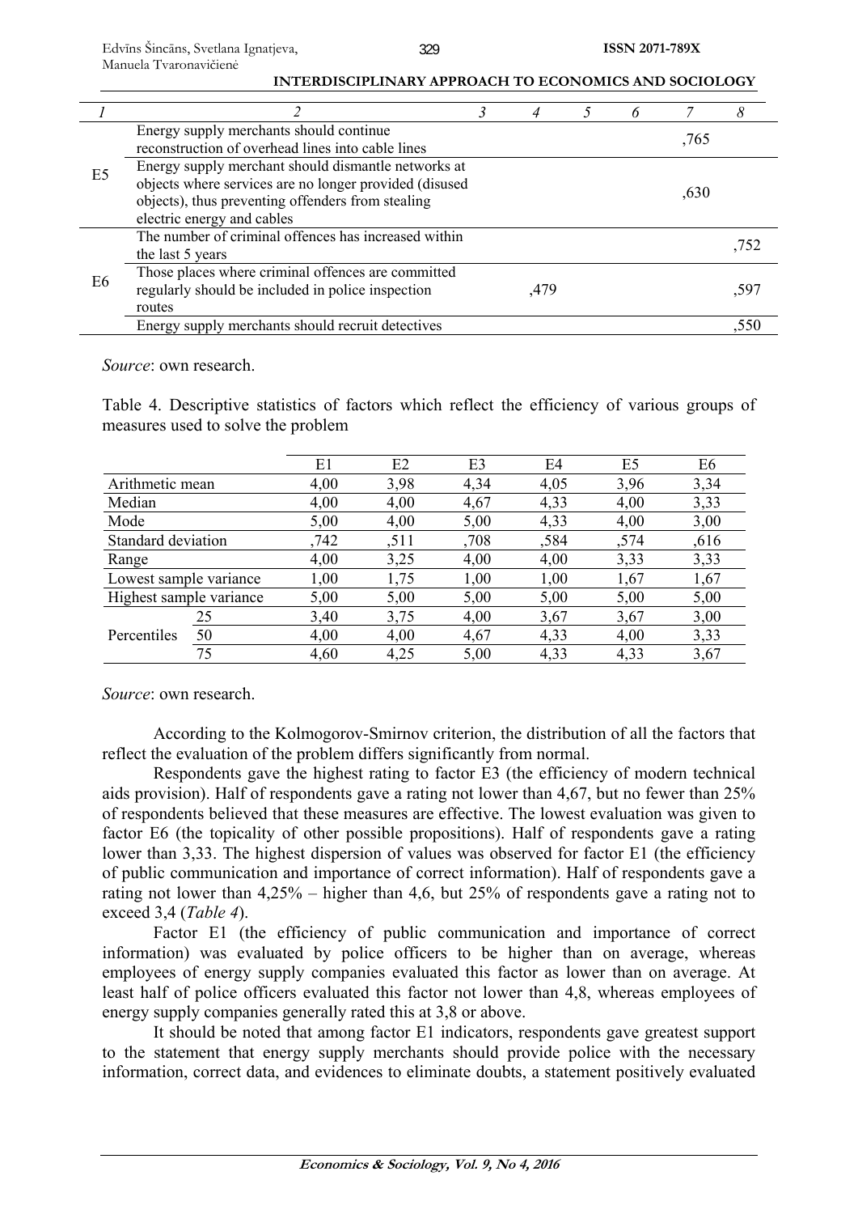| 1 | 2 | 3 | 4 | 5 | 6 | 7 | 8 |
|---|---|---|---|---|---|---|---|
| E5 | Energy supply merchants should continue reconstruction of overhead lines into cable lines | | | | | ,765 | |
| | Energy supply merchant should dismantle networks at objects where services are no longer provided (disused objects), thus preventing offenders from stealing electric energy and cables | | | | | ,630 | |
| E6 | The number of criminal offences has increased within the last 5 years | | | | | | ,752 |
| | Those places where criminal offences are committed regularly should be included in police inspection routes | | ,479 | | | | ,597 |
| | Energy supply merchants should recruit detectives | | | | | | ,550 |

*Source*: own research.

Table 4. Descriptive statistics of factors which reflect the efficiency of various groups of measures used to solve the problem

| | | E1 | E2 | E3 | E4 | E5 | E6 |
|---|---|---|---|---|---|---|---|
| Arithmetic mean | | 4,00 | 3,98 | 4,34 | 4,05 | 3,96 | 3,34 |
| Median | | 4,00 | 4,00 | 4,67 | 4,33 | 4,00 | 3,33 |
| Mode | | 5,00 | 4,00 | 5,00 | 4,33 | 4,00 | 3,00 |
| Standard deviation | | ,742 | ,511 | ,708 | ,584 | ,574 | ,616 |
| Range | | 4,00 | 3,25 | 4,00 | 4,00 | 3,33 | 3,33 |
| Lowest sample variance | | 1,00 | 1,75 | 1,00 | 1,00 | 1,67 | 1,67 |
| Highest sample variance | | 5,00 | 5,00 | 5,00 | 5,00 | 5,00 | 5,00 |
| Percentiles | 25 | 3,40 | 3,75 | 4,00 | 3,67 | 3,67 | 3,00 |
| | 50 | 4,00 | 4,00 | 4,67 | 4,33 | 4,00 | 3,33 |
| | 75 | 4,60 | 4,25 | 5,00 | 4,33 | 4,33 | 3,67 |

*Source*: own research.

According to the Kolmogorov-Smirnov criterion, the distribution of all the factors that reflect the evaluation of the problem differs significantly from normal.

Respondents gave the highest rating to factor E3 (the efficiency of modern technical aids provision). Half of respondents gave a rating not lower than 4,67, but no fewer than 25% of respondents believed that these measures are effective. The lowest evaluation was given to factor E6 (the topicality of other possible propositions). Half of respondents gave a rating lower than 3,33. The highest dispersion of values was observed for factor E1 (the efficiency of public communication and importance of correct information). Half of respondents gave a rating not lower than 4,25% – higher than 4,6, but 25% of respondents gave a rating not to exceed 3,4 (*Table 4*).

Factor E1 (the efficiency of public communication and importance of correct information) was evaluated by police officers to be higher than on average, whereas employees of energy supply companies evaluated this factor as lower than on average. At least half of police officers evaluated this factor not lower than 4,8, whereas employees of energy supply companies generally rated this at 3,8 or above.

It should be noted that among factor E1 indicators, respondents gave greatest support to the statement that energy supply merchants should provide police with the necessary information, correct data, and evidences to eliminate doubts, a statement positively evaluated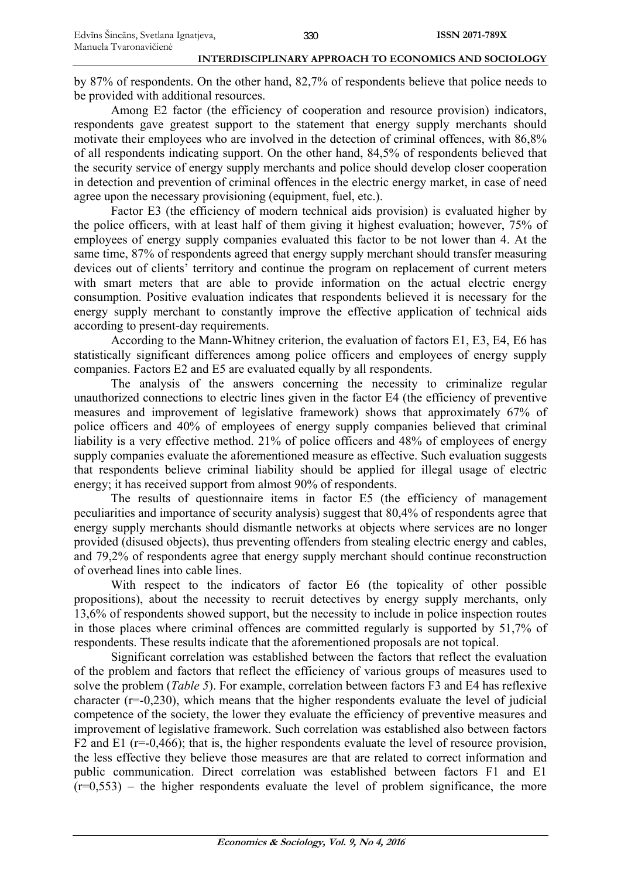by 87% of respondents. On the other hand, 82,7% of respondents believe that police needs to be provided with additional resources.

Among E2 factor (the efficiency of cooperation and resource provision) indicators, respondents gave greatest support to the statement that energy supply merchants should motivate their employees who are involved in the detection of criminal offences, with 86,8% of all respondents indicating support. On the other hand, 84,5% of respondents believed that the security service of energy supply merchants and police should develop closer cooperation in detection and prevention of criminal offences in the electric energy market, in case of need agree upon the necessary provisioning (equipment, fuel, etc.).

Factor E3 (the efficiency of modern technical aids provision) is evaluated higher by the police officers, with at least half of them giving it highest evaluation; however, 75% of employees of energy supply companies evaluated this factor to be not lower than 4. At the same time, 87% of respondents agreed that energy supply merchant should transfer measuring devices out of clients' territory and continue the program on replacement of current meters with smart meters that are able to provide information on the actual electric energy consumption. Positive evaluation indicates that respondents believed it is necessary for the energy supply merchant to constantly improve the effective application of technical aids according to present-day requirements.

According to the Mann-Whitney criterion, the evaluation of factors E1, E3, E4, E6 has statistically significant differences among police officers and employees of energy supply companies. Factors E2 and E5 are evaluated equally by all respondents.

The analysis of the answers concerning the necessity to criminalize regular unauthorized connections to electric lines given in the factor E4 (the efficiency of preventive measures and improvement of legislative framework) shows that approximately 67% of police officers and 40% of employees of energy supply companies believed that criminal liability is a very effective method. 21% of police officers and 48% of employees of energy supply companies evaluate the aforementioned measure as effective. Such evaluation suggests that respondents believe criminal liability should be applied for illegal usage of electric energy; it has received support from almost 90% of respondents.

The results of questionnaire items in factor E5 (the efficiency of management peculiarities and importance of security analysis) suggest that 80,4% of respondents agree that energy supply merchants should dismantle networks at objects where services are no longer provided (disused objects), thus preventing offenders from stealing electric energy and cables, and 79,2% of respondents agree that energy supply merchant should continue reconstruction of overhead lines into cable lines.

With respect to the indicators of factor E6 (the topicality of other possible propositions), about the necessity to recruit detectives by energy supply merchants, only 13,6% of respondents showed support, but the necessity to include in police inspection routes in those places where criminal offences are committed regularly is supported by 51,7% of respondents. These results indicate that the aforementioned proposals are not topical.

Significant correlation was established between the factors that reflect the evaluation of the problem and factors that reflect the efficiency of various groups of measures used to solve the problem (*Table 5*). For example, correlation between factors F3 and E4 has reflexive character (r=-0,230), which means that the higher respondents evaluate the level of judicial competence of the society, the lower they evaluate the efficiency of preventive measures and improvement of legislative framework. Such correlation was established also between factors F2 and E1 (r=-0,466); that is, the higher respondents evaluate the level of resource provision, the less effective they believe those measures are that are related to correct information and public communication. Direct correlation was established between factors F1 and E1 (r=0,553) – the higher respondents evaluate the level of problem significance, the more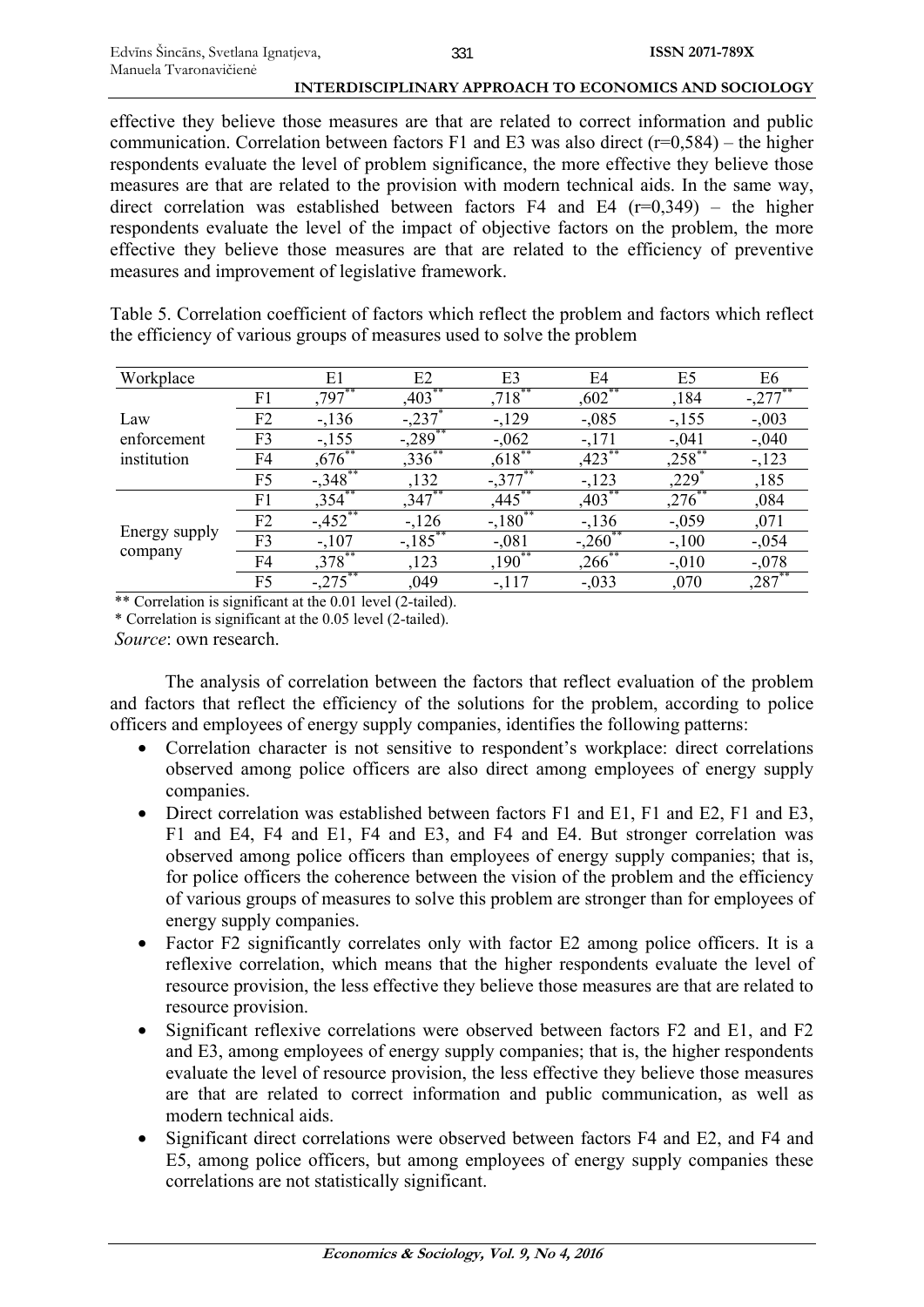effective they believe those measures are that are related to correct information and public communication. Correlation between factors F1 and E3 was also direct (r=0,584) – the higher respondents evaluate the level of problem significance, the more effective they believe those measures are that are related to the provision with modern technical aids. In the same way, direct correlation was established between factors F4 and E4 (r=0,349) – the higher respondents evaluate the level of the impact of objective factors on the problem, the more effective they believe those measures are that are related to the efficiency of preventive measures and improvement of legislative framework.

Table 5. Correlation coefficient of factors which reflect the problem and factors which reflect the efficiency of various groups of measures used to solve the problem

| Workplace | | E1 | E2 | E3 | E4 | E5 | E6 |
|---|---|---|---|---|---|---|---|
| Law enforcement institution | F1 | ,797** | ,403** | ,718** | ,602** | ,184 | -,277** |
| | F2 | -,136 | -,237* | -,129 | -,085 | -,155 | -,003 |
| | F3 | -,155 | -,289** | -,062 | -,171 | -,041 | -,040 |
| | F4 | ,676** | ,336** | ,618** | ,423** | ,258** | -,123 |
| | F5 | -,348** | ,132 | -,377** | -,123 | ,229* | ,185 |
| Energy supply company | F1 | ,354** | ,347** | ,445** | ,403** | ,276** | ,084 |
| | F2 | -,452** | -,126 | -,180** | -,136 | -,059 | ,071 |
| | F3 | -,107 | -,185** | -,081 | -,260** | -,100 | -,054 |
| | F4 | ,378** | ,123 | ,190** | ,266** | -,010 | -,078 |
| | F5 | -,275** | ,049 | -,117 | -,033 | ,070 | ,287** |

** Correlation is significant at the 0.01 level (2-tailed).

\* Correlation is significant at the 0.05 level (2-tailed).

*Source*: own research.

The analysis of correlation between the factors that reflect evaluation of the problem and factors that reflect the efficiency of the solutions for the problem, according to police officers and employees of energy supply companies, identifies the following patterns:

- Correlation character is not sensitive to respondent's workplace: direct correlations observed among police officers are also direct among employees of energy supply companies.
- Direct correlation was established between factors F1 and E1, F1 and E2, F1 and E3, F1 and E4, F4 and E1, F4 and E3, and F4 and E4. But stronger correlation was observed among police officers than employees of energy supply companies; that is, for police officers the coherence between the vision of the problem and the efficiency of various groups of measures to solve this problem are stronger than for employees of energy supply companies.
- Factor F2 significantly correlates only with factor E2 among police officers. It is a reflexive correlation, which means that the higher respondents evaluate the level of resource provision, the less effective they believe those measures are that are related to resource provision.
- Significant reflexive correlations were observed between factors F2 and E1, and F2 and E3, among employees of energy supply companies; that is, the higher respondents evaluate the level of resource provision, the less effective they believe those measures are that are related to correct information and public communication, as well as modern technical aids.
- Significant direct correlations were observed between factors F4 and E2, and F4 and E5, among police officers, but among employees of energy supply companies these correlations are not statistically significant.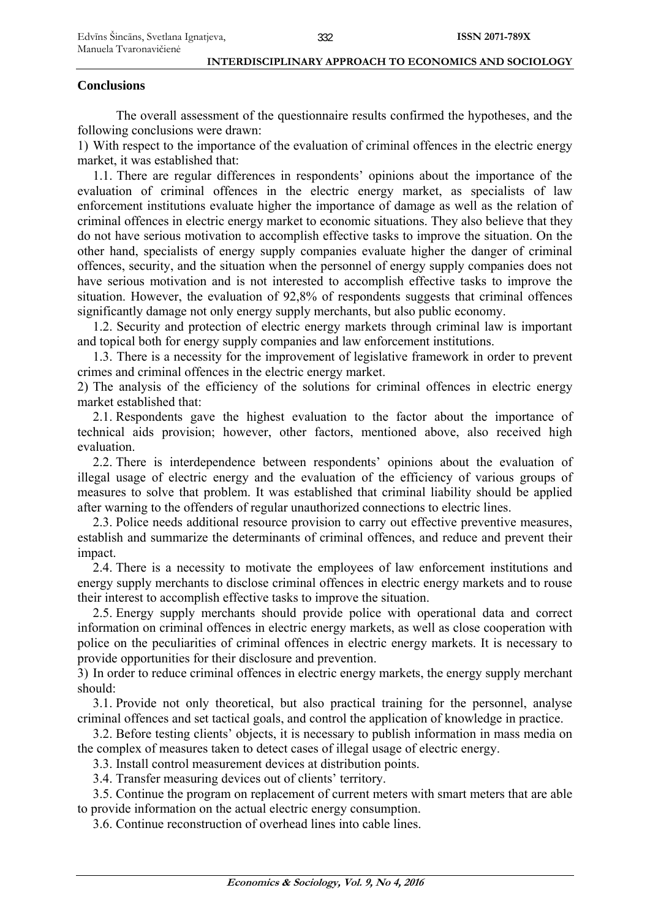## Conclusions

The overall assessment of the questionnaire results confirmed the hypotheses, and the following conclusions were drawn:

1) With respect to the importance of the evaluation of criminal offences in the electric energy market, it was established that:

1.1. There are regular differences in respondents' opinions about the importance of the evaluation of criminal offences in the electric energy market, as specialists of law enforcement institutions evaluate higher the importance of damage as well as the relation of criminal offences in electric energy market to economic situations. They also believe that they do not have serious motivation to accomplish effective tasks to improve the situation. On the other hand, specialists of energy supply companies evaluate higher the danger of criminal offences, security, and the situation when the personnel of energy supply companies does not have serious motivation and is not interested to accomplish effective tasks to improve the situation. However, the evaluation of 92,8% of respondents suggests that criminal offences significantly damage not only energy supply merchants, but also public economy.

1.2. Security and protection of electric energy markets through criminal law is important and topical both for energy supply companies and law enforcement institutions.

1.3. There is a necessity for the improvement of legislative framework in order to prevent crimes and criminal offences in the electric energy market.

2) The analysis of the efficiency of the solutions for criminal offences in electric energy market established that:

2.1. Respondents gave the highest evaluation to the factor about the importance of technical aids provision; however, other factors, mentioned above, also received high evaluation.

2.2. There is interdependence between respondents' opinions about the evaluation of illegal usage of electric energy and the evaluation of the efficiency of various groups of measures to solve that problem. It was established that criminal liability should be applied after warning to the offenders of regular unauthorized connections to electric lines.

2.3. Police needs additional resource provision to carry out effective preventive measures, establish and summarize the determinants of criminal offences, and reduce and prevent their impact.

2.4. There is a necessity to motivate the employees of law enforcement institutions and energy supply merchants to disclose criminal offences in electric energy markets and to rouse their interest to accomplish effective tasks to improve the situation.

2.5. Energy supply merchants should provide police with operational data and correct information on criminal offences in electric energy markets, as well as close cooperation with police on the peculiarities of criminal offences in electric energy markets. It is necessary to provide opportunities for their disclosure and prevention.

3) In order to reduce criminal offences in electric energy markets, the energy supply merchant should:

3.1. Provide not only theoretical, but also practical training for the personnel, analyse criminal offences and set tactical goals, and control the application of knowledge in practice.

3.2. Before testing clients' objects, it is necessary to publish information in mass media on the complex of measures taken to detect cases of illegal usage of electric energy.

3.3. Install control measurement devices at distribution points.

3.4. Transfer measuring devices out of clients' territory.

3.5. Continue the program on replacement of current meters with smart meters that are able to provide information on the actual electric energy consumption.

3.6. Continue reconstruction of overhead lines into cable lines.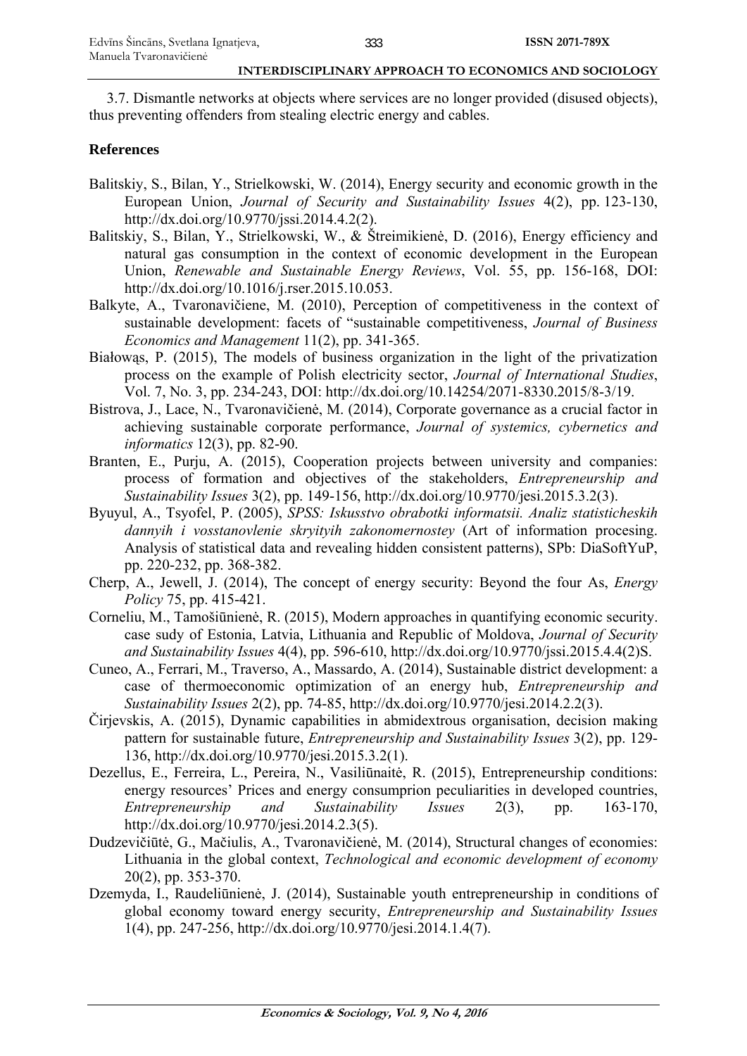3.7. Dismantle networks at objects where services are no longer provided (disused objects), thus preventing offenders from stealing electric energy and cables.

## References

Balitskiy, S., Bilan, Y., Strielkowski, W. (2014), Energy security and economic growth in the European Union, *Journal of Security and Sustainability Issues* 4(2), pp. 123-130, http://dx.doi.org/10.9770/jssi.2014.4.2(2).

Balitskiy, S., Bilan, Y., Strielkowski, W., & Štreimikienė, D. (2016), Energy efficiency and natural gas consumption in the context of economic development in the European Union, *Renewable and Sustainable Energy Reviews*, Vol. 55, pp. 156-168, DOI: http://dx.doi.org/10.1016/j.rser.2015.10.053.

Balkyte, A., Tvaronavičiene, M. (2010), Perception of competitiveness in the context of sustainable development: facets of "sustainable competitiveness, *Journal of Business Economics and Management* 11(2), pp. 341-365.

Białowąs, P. (2015), The models of business organization in the light of the privatization process on the example of Polish electricity sector, *Journal of International Studies*, Vol. 7, No. 3, pp. 234-243, DOI: http://dx.doi.org/10.14254/2071-8330.2015/8-3/19.

Bistrova, J., Lace, N., Tvaronavičienė, M. (2014), Corporate governance as a crucial factor in achieving sustainable corporate performance, *Journal of systemics, cybernetics and informatics* 12(3), pp. 82-90.

Branten, E., Purju, A. (2015), Cooperation projects between university and companies: process of formation and objectives of the stakeholders, *Entrepreneurship and Sustainability Issues* 3(2), pp. 149-156, http://dx.doi.org/10.9770/jesi.2015.3.2(3).

Byuyul, A., Tsyofel, P. (2005), *SPSS: Iskusstvo obrabotki informatsii. Analiz statisticheskih dannyih i vosstanovlenie skryityih zakonomernostey* (Art of information procesing. Analysis of statistical data and revealing hidden consistent patterns), SPb: DiaSoftYuP, pp. 220-232, pp. 368-382.

Cherp, A., Jewell, J. (2014), The concept of energy security: Beyond the four As, *Energy Policy* 75, pp. 415-421.

Corneliu, M., Tamošiūnienė, R. (2015), Modern approaches in quantifying economic security. case sudy of Estonia, Latvia, Lithuania and Republic of Moldova, *Journal of Security and Sustainability Issues* 4(4), pp. 596-610, http://dx.doi.org/10.9770/jssi.2015.4.4(2)S.

Cuneo, A., Ferrari, M., Traverso, A., Massardo, A. (2014), Sustainable district development: a case of thermoeconomic optimization of an energy hub, *Entrepreneurship and Sustainability Issues* 2(2), pp. 74-85, http://dx.doi.org/10.9770/jesi.2014.2.2(3).

Čirjevskis, A. (2015), Dynamic capabilities in abmidextrous organisation, decision making pattern for sustainable future, *Entrepreneurship and Sustainability Issues* 3(2), pp. 129-136, http://dx.doi.org/10.9770/jesi.2015.3.2(1).

Dezellus, E., Ferreira, L., Pereira, N., Vasiliūnaitė, R. (2015), Entrepreneurship conditions: energy resources' Prices and energy consumprion peculiarities in developed countries, *Entrepreneurship and Sustainability Issues* 2(3), pp. 163-170, http://dx.doi.org/10.9770/jesi.2014.2.3(5).

Dudzevičiūtė, G., Mačiulis, A., Tvaronavičienė, M. (2014), Structural changes of economies: Lithuania in the global context, *Technological and economic development of economy* 20(2), pp. 353-370.

Dzemyda, I., Raudeliūnienė, J. (2014), Sustainable youth entrepreneurship in conditions of global economy toward energy security, *Entrepreneurship and Sustainability Issues* 1(4), pp. 247-256, http://dx.doi.org/10.9770/jesi.2014.1.4(7).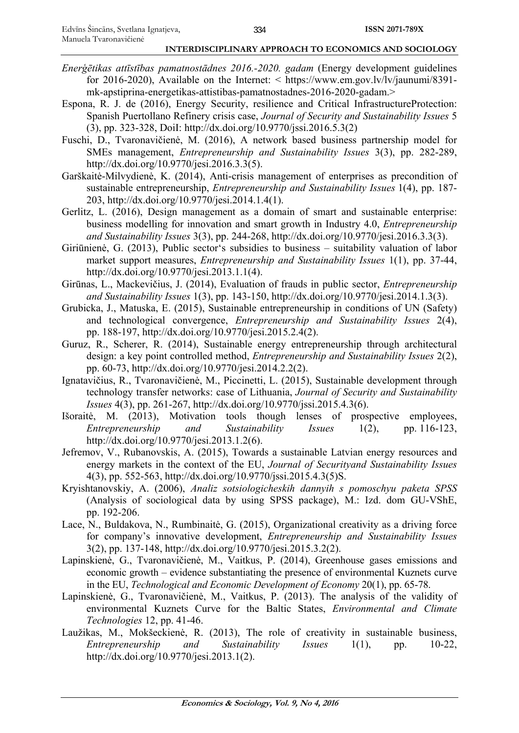*Enerģētikas attīstības pamatnostādnes 2016.-2020. gadam* (Energy development guidelines for 2016-2020), Available on the Internet: < https://www.em.gov.lv/lv/jaunumi/8391-mk-apstiprina-energetikas-attistibas-pamatnostadnes-2016-2020-gadam.>

Espona, R. J. de (2016), Energy Security, resilience and Critical InfrastructureProtection: Spanish Puertollano Refinery crisis case, *Journal of Security and Sustainability Issues* 5 (3), pp. 323-328, DoiI: http://dx.doi.org/10.9770/jssi.2016.5.3(2)

Fuschi, D., Tvaronavičienė, M. (2016), A network based business partnership model for SMEs management, *Entrepreneurship and Sustainability Issues* 3(3), pp. 282-289, http://dx.doi.org/10.9770/jesi.2016.3.3(5).

Garškaitė-Milvydienė, K. (2014), Anti-crisis management of enterprises as precondition of sustainable entrepreneurship, *Entrepreneurship and Sustainability Issues* 1(4), pp. 187-203, http://dx.doi.org/10.9770/jesi.2014.1.4(1).

Gerlitz, L. (2016), Design management as a domain of smart and sustainable enterprise: business modelling for innovation and smart growth in Industry 4.0, *Entrepreneurship and Sustainability Issues* 3(3), pp. 244-268, http://dx.doi.org/10.9770/jesi.2016.3.3(3).

Giriūnienė, G. (2013), Public sector's subsidies to business – suitability valuation of labor market support measures, *Entrepreneurship and Sustainability Issues* 1(1), pp. 37-44, http://dx.doi.org/10.9770/jesi.2013.1.1(4).

Girūnas, L., Mackevičius, J. (2014), Evaluation of frauds in public sector, *Entrepreneurship and Sustainability Issues* 1(3), pp. 143-150, http://dx.doi.org/10.9770/jesi.2014.1.3(3).

Grubicka, J., Matuska, E. (2015), Sustainable entrepreneurship in conditions of UN (Safety) and technological convergence, *Entrepreneurship and Sustainability Issues* 2(4), pp. 188-197, http://dx.doi.org/10.9770/jesi.2015.2.4(2).

Guruz, R., Scherer, R. (2014), Sustainable energy entrepreneurship through architectural design: a key point controlled method, *Entrepreneurship and Sustainability Issues* 2(2), pp. 60-73, http://dx.doi.org/10.9770/jesi.2014.2.2(2).

Ignatavičius, R., Tvaronavičienė, M., Piccinetti, L. (2015), Sustainable development through technology transfer networks: case of Lithuania, *Journal of Security and Sustainability Issues* 4(3), pp. 261-267, http://dx.doi.org/10.9770/jssi.2015.4.3(6).

Išoraitė, M. (2013), Motivation tools though lenses of prospective employees, *Entrepreneurship and Sustainability Issues* 1(2), pp. 116-123, http://dx.doi.org/10.9770/jesi.2013.1.2(6).

Jefremov, V., Rubanovskis, A. (2015), Towards a sustainable Latvian energy resources and energy markets in the context of the EU, *Journal of Securityand Sustainability Issues* 4(3), pp. 552-563, http://dx.doi.org/10.9770/jssi.2015.4.3(5)S.

Kryishtanovskiy, A. (2006), *Analiz sotsiologicheskih dannyih s pomoschyu paketa SPSS* (Analysis of sociological data by using SPSS package), M.: Izd. dom GU-VShE, pp. 192-206.

Lace, N., Buldakova, N., Rumbinaitė, G. (2015), Organizational creativity as a driving force for company's innovative development, *Entrepreneurship and Sustainability Issues* 3(2), pp. 137-148, http://dx.doi.org/10.9770/jesi.2015.3.2(2).

Lapinskienė, G., Tvaronavičienė, M., Vaitkus, P. (2014), Greenhouse gases emissions and economic growth – evidence substantiating the presence of environmental Kuznets curve in the EU, *Technological and Economic Development of Economy* 20(1), pp. 65-78.

Lapinskienė, G., Tvaronavičienė, M., Vaitkus, P. (2013). The analysis of the validity of environmental Kuznets Curve for the Baltic States, *Environmental and Climate Technologies* 12, pp. 41-46.

Laužikas, M., Mokšeckienė, R. (2013), The role of creativity in sustainable business, *Entrepreneurship and Sustainability Issues* 1(1), pp. 10-22, http://dx.doi.org/10.9770/jesi.2013.1(2).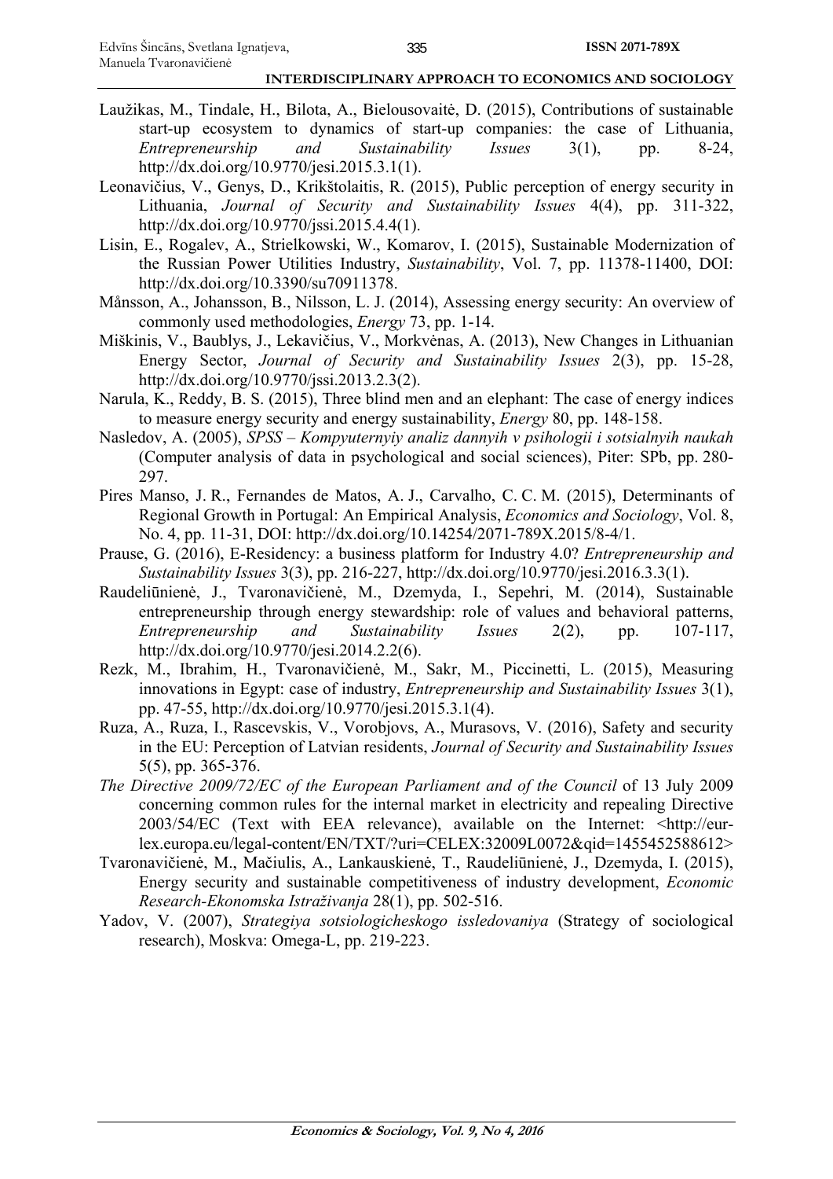Laužikas, M., Tindale, H., Bilota, A., Bielousovaitė, D. (2015), Contributions of sustainable start-up ecosystem to dynamics of start-up companies: the case of Lithuania, *Entrepreneurship and Sustainability Issues* 3(1), pp. 8-24, http://dx.doi.org/10.9770/jesi.2015.3.1(1).

Leonavičius, V., Genys, D., Krikštolaitis, R. (2015), Public perception of energy security in Lithuania, *Journal of Security and Sustainability Issues* 4(4), pp. 311-322, http://dx.doi.org/10.9770/jssi.2015.4.4(1).

Lisin, E., Rogalev, A., Strielkowski, W., Komarov, I. (2015), Sustainable Modernization of the Russian Power Utilities Industry, *Sustainability*, Vol. 7, pp. 11378-11400, DOI: http://dx.doi.org/10.3390/su70911378.

Månsson, A., Johansson, B., Nilsson, L. J. (2014), Assessing energy security: An overview of commonly used methodologies, *Energy* 73, pp. 1-14.

Miškinis, V., Baublys, J., Lekavičius, V., Morkvėnas, A. (2013), New Changes in Lithuanian Energy Sector, *Journal of Security and Sustainability Issues* 2(3), pp. 15-28, http://dx.doi.org/10.9770/jssi.2013.2.3(2).

Narula, K., Reddy, B. S. (2015), Three blind men and an elephant: The case of energy indices to measure energy security and energy sustainability, *Energy* 80, pp. 148-158.

Nasledov, A. (2005), *SPSS – Kompyuternyiy analiz dannyih v psihologii i sotsialnyih naukah* (Computer analysis of data in psychological and social sciences), Piter: SPb, pp. 280-297.

Pires Manso, J. R., Fernandes de Matos, A. J., Carvalho, C. C. M. (2015), Determinants of Regional Growth in Portugal: An Empirical Analysis, *Economics and Sociology*, Vol. 8, No. 4, pp. 11-31, DOI: http://dx.doi.org/10.14254/2071-789X.2015/8-4/1.

Prause, G. (2016), E-Residency: a business platform for Industry 4.0? *Entrepreneurship and Sustainability Issues* 3(3), pp. 216-227, http://dx.doi.org/10.9770/jesi.2016.3.3(1).

Raudeliūnienė, J., Tvaronavičienė, M., Dzemyda, I., Sepehri, M. (2014), Sustainable entrepreneurship through energy stewardship: role of values and behavioral patterns, *Entrepreneurship and Sustainability Issues* 2(2), pp. 107-117, http://dx.doi.org/10.9770/jesi.2014.2.2(6).

Rezk, M., Ibrahim, H., Tvaronavičienė, M., Sakr, M., Piccinetti, L. (2015), Measuring innovations in Egypt: case of industry, *Entrepreneurship and Sustainability Issues* 3(1), pp. 47-55, http://dx.doi.org/10.9770/jesi.2015.3.1(4).

Ruza, A., Ruza, I., Rascevskis, V., Vorobjovs, A., Murasovs, V. (2016), Safety and security in the EU: Perception of Latvian residents, *Journal of Security and Sustainability Issues* 5(5), pp. 365-376.

*The Directive 2009/72/EC of the European Parliament and of the Council* of 13 July 2009 concerning common rules for the internal market in electricity and repealing Directive 2003/54/EC (Text with EEA relevance), available on the Internet: <http://eur-lex.europa.eu/legal-content/EN/TXT/?uri=CELEX:32009L0072&qid=1455452588612>

Tvaronavičienė, M., Mačiulis, A., Lankauskienė, T., Raudeliūnienė, J., Dzemyda, I. (2015), Energy security and sustainable competitiveness of industry development, *Economic Research-Ekonomska Istraživanja* 28(1), pp. 502-516.

Yadov, V. (2007), *Strategiya sotsiologicheskogo issledovaniya* (Strategy of sociological research), Moskva: Omega-L, pp. 219-223.